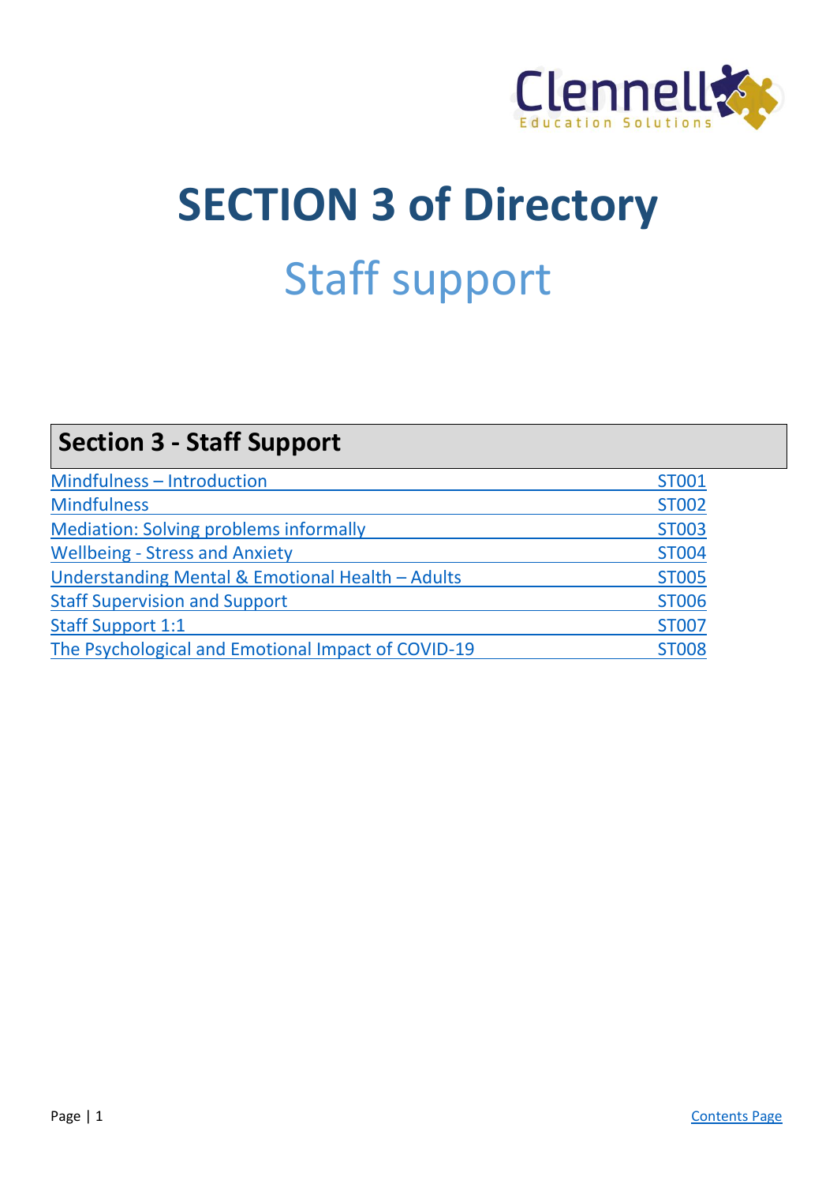# SECTION 3 of Directory

## Staff support

| Section 3 - Staff Support | |
|---|---|
| Mindfulness – Introduction | ST001 |
| Mindfulness | ST002 |
| Mediation: Solving problems informally | ST003 |
| Wellbeing - Stress and Anxiety | ST004 |
| Understanding Mental & Emotional Health – Adults | ST005 |
| Staff Supervision and Support | ST006 |
| Staff Support 1:1 | ST007 |
| The Psychological and Emotional Impact of COVID-19 | ST008 |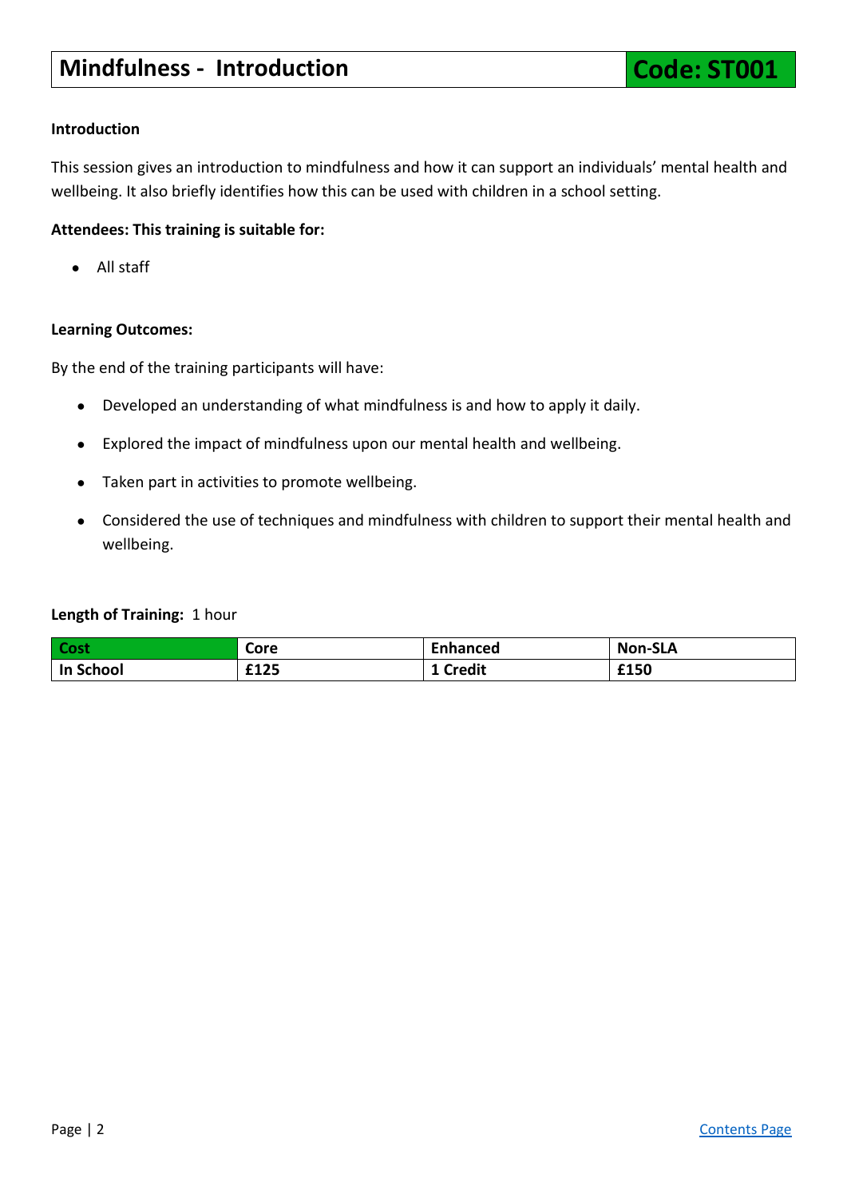# Mindfulness - Introduction

**Code: ST001**

**Introduction**

This session gives an introduction to mindfulness and how it can support an individuals' mental health and wellbeing. It also briefly identifies how this can be used with children in a school setting.

**Attendees: This training is suitable for:**

- All staff

**Learning Outcomes:**

By the end of the training participants will have:

- Developed an understanding of what mindfulness is and how to apply it daily.
- Explored the impact of mindfulness upon our mental health and wellbeing.
- Taken part in activities to promote wellbeing.
- Considered the use of techniques and mindfulness with children to support their mental health and wellbeing.

**Length of Training:** 1 hour

| Cost | Core | Enhanced | Non-SLA |
|---|---|---|---|
| **In School** | **£125** | **1 Credit** | **£150** |

Contents Page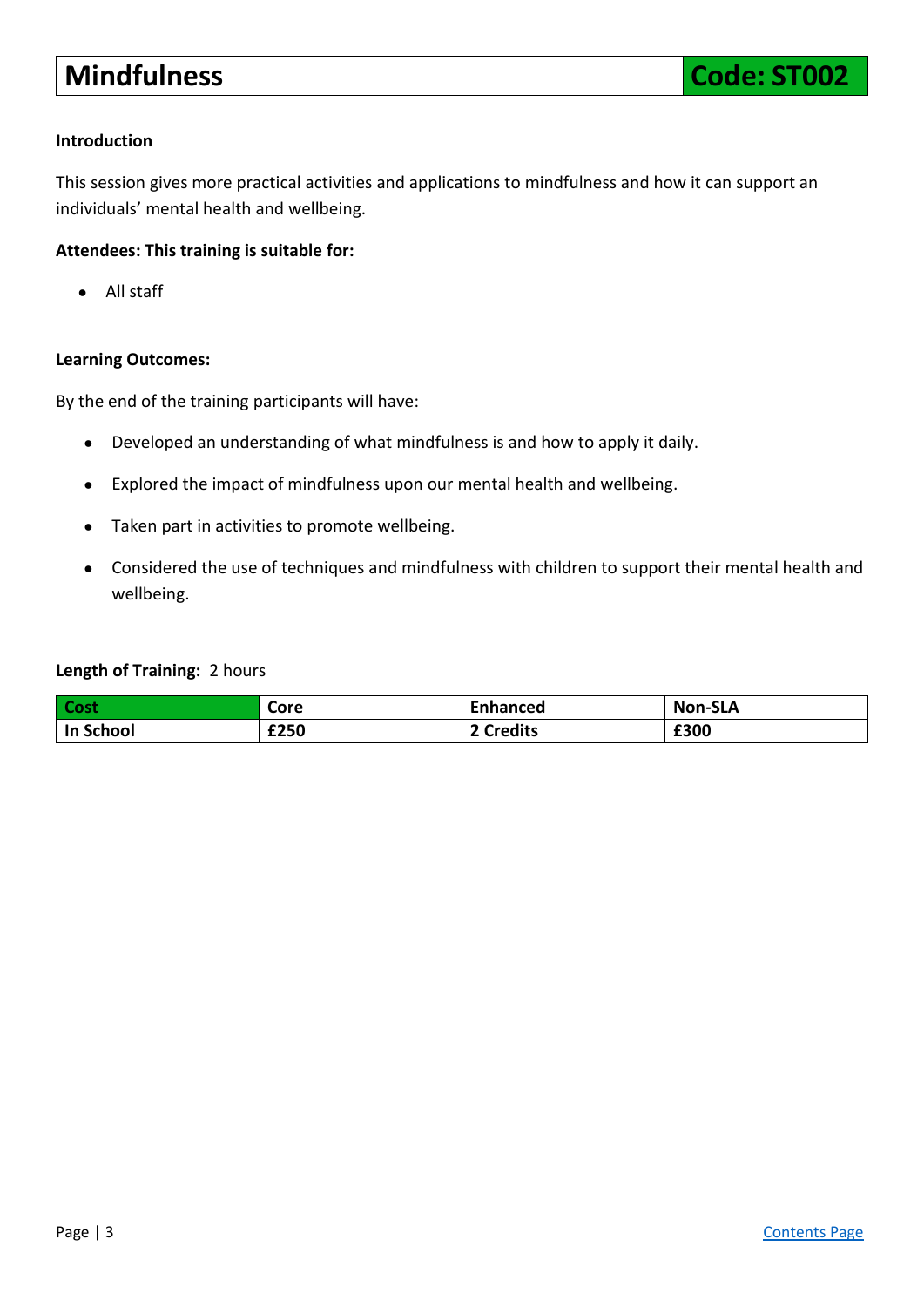# Mindfulness

**Code: ST002**

**Introduction**

This session gives more practical activities and applications to mindfulness and how it can support an individuals' mental health and wellbeing.

**Attendees: This training is suitable for:**

- All staff

**Learning Outcomes:**

By the end of the training participants will have:

- Developed an understanding of what mindfulness is and how to apply it daily.
- Explored the impact of mindfulness upon our mental health and wellbeing.
- Taken part in activities to promote wellbeing.
- Considered the use of techniques and mindfulness with children to support their mental health and wellbeing.

**Length of Training:** 2 hours

| Cost | Core | Enhanced | Non-SLA |
|---|---|---|---|
| **In School** | **£250** | **2 Credits** | **£300** |

Contents Page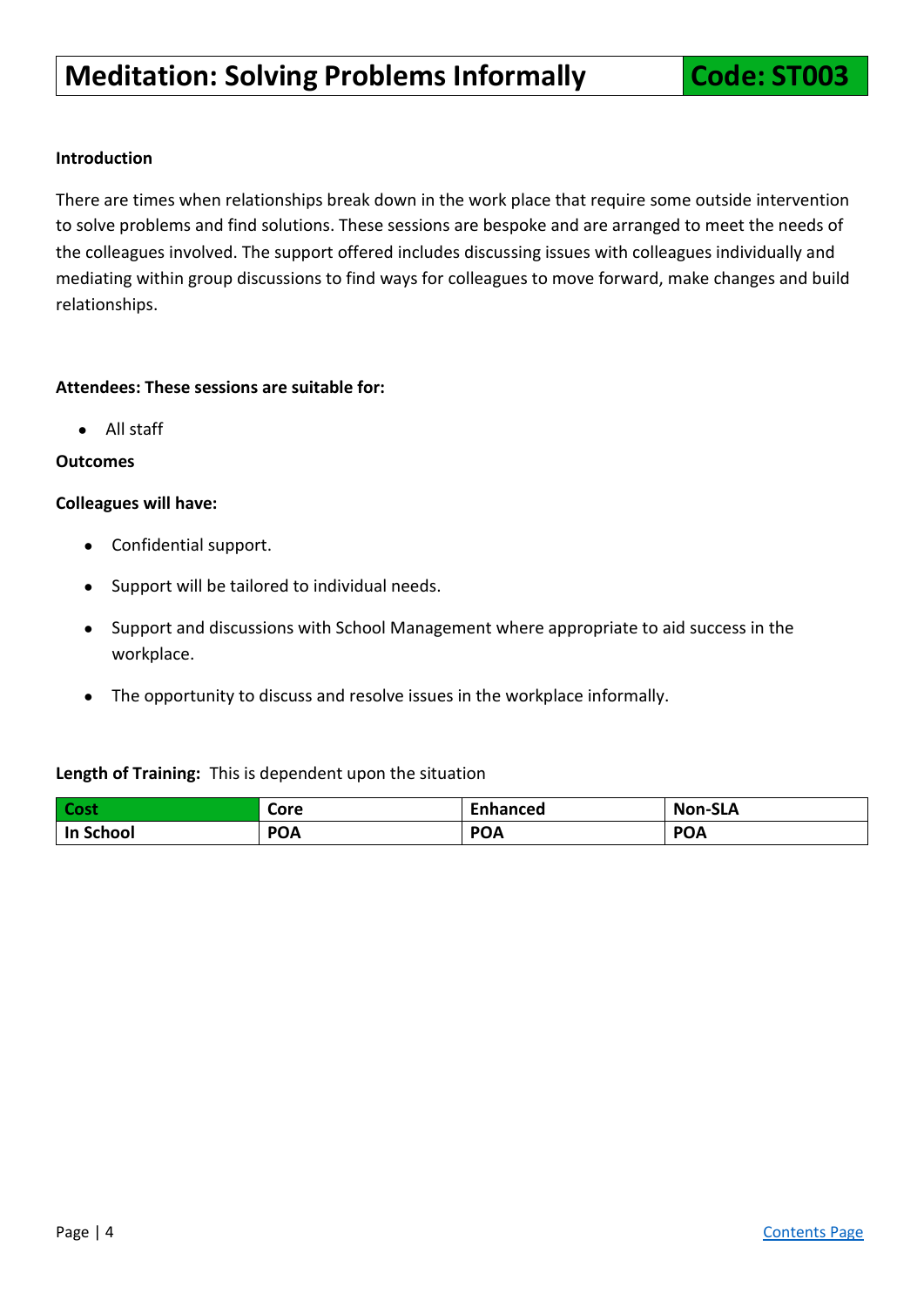# Meditation: Solving Problems Informally

**Code: ST003**

**Introduction**

There are times when relationships break down in the work place that require some outside intervention to solve problems and find solutions. These sessions are bespoke and are arranged to meet the needs of the colleagues involved. The support offered includes discussing issues with colleagues individually and mediating within group discussions to find ways for colleagues to move forward, make changes and build relationships.

**Attendees: These sessions are suitable for:**

- All staff

**Outcomes**

**Colleagues will have:**

- Confidential support.
- Support will be tailored to individual needs.
- Support and discussions with School Management where appropriate to aid success in the workplace.
- The opportunity to discuss and resolve issues in the workplace informally.

**Length of Training:** This is dependent upon the situation

| Cost | Core | Enhanced | Non-SLA |
|---|---|---|---|
| In School | POA | POA | POA |

Contents Page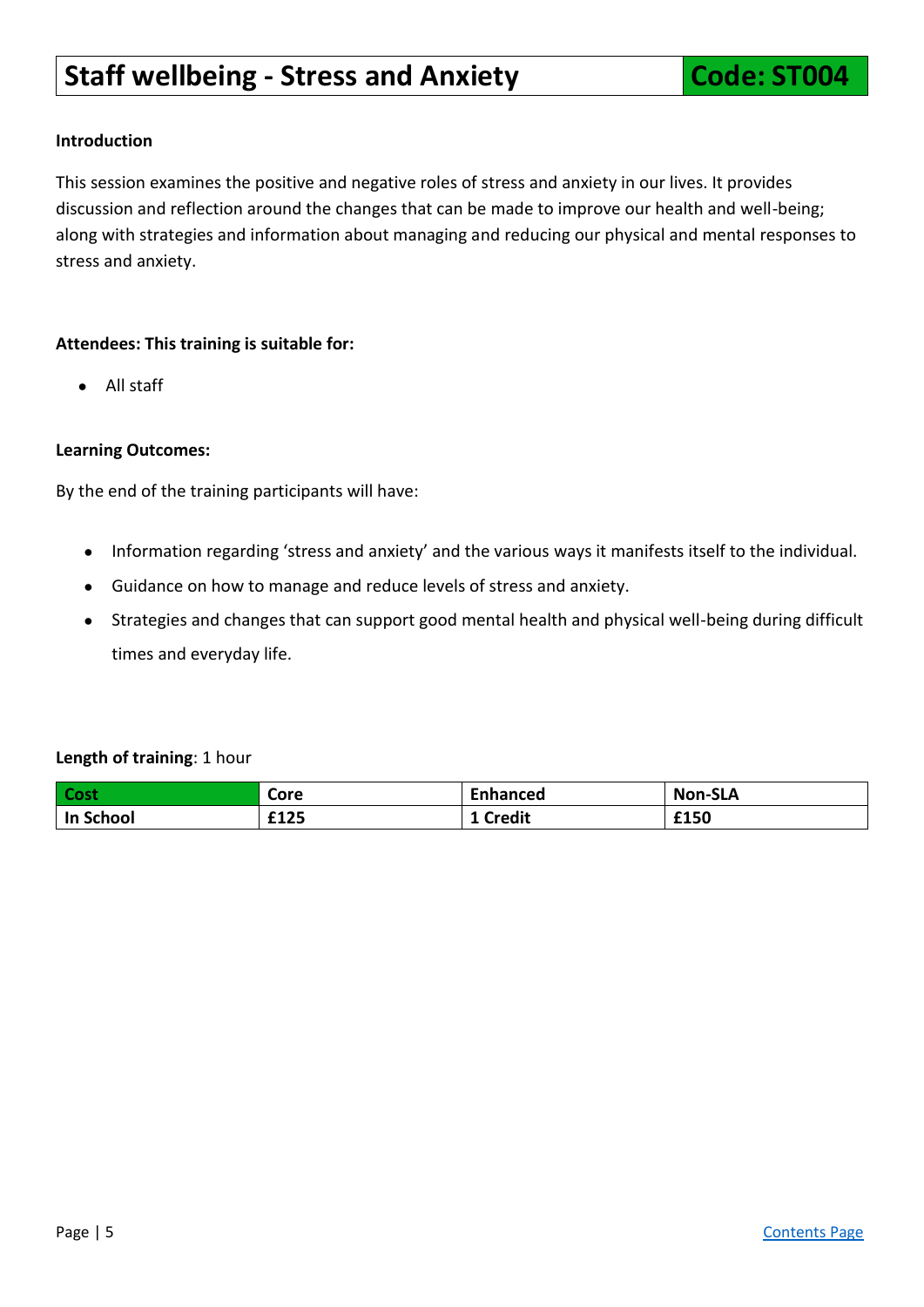# Staff wellbeing - Stress and Anxiety

**Code: ST004**

**Introduction**

This session examines the positive and negative roles of stress and anxiety in our lives. It provides discussion and reflection around the changes that can be made to improve our health and well-being; along with strategies and information about managing and reducing our physical and mental responses to stress and anxiety.

**Attendees: This training is suitable for:**

- All staff

**Learning Outcomes:**

By the end of the training participants will have:

- Information regarding 'stress and anxiety' and the various ways it manifests itself to the individual.
- Guidance on how to manage and reduce levels of stress and anxiety.
- Strategies and changes that can support good mental health and physical well-being during difficult times and everyday life.

**Length of training**: 1 hour

| Cost | Core | Enhanced | Non-SLA |
|---|---|---|---|
| In School | £125 | 1 Credit | £150 |

[Contents Page]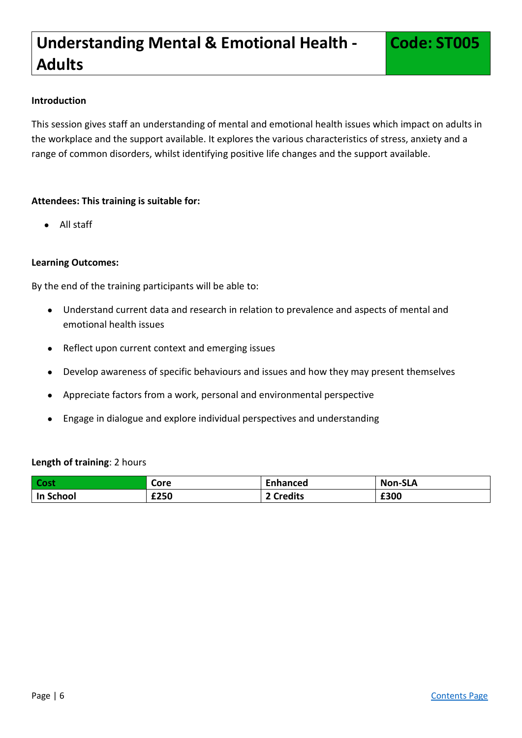# Understanding Mental & Emotional Health - Adults

**Code: ST005**

**Introduction**

This session gives staff an understanding of mental and emotional health issues which impact on adults in the workplace and the support available. It explores the various characteristics of stress, anxiety and a range of common disorders, whilst identifying positive life changes and the support available.

**Attendees: This training is suitable for:**

- All staff

**Learning Outcomes:**

By the end of the training participants will be able to:

- Understand current data and research in relation to prevalence and aspects of mental and emotional health issues
- Reflect upon current context and emerging issues
- Develop awareness of specific behaviours and issues and how they may present themselves
- Appreciate factors from a work, personal and environmental perspective
- Engage in dialogue and explore individual perspectives and understanding

**Length of training**: 2 hours

| Cost | Core | Enhanced | Non-SLA |
|---|---|---|---|
| **In School** | **£250** | **2 Credits** | **£300** |

[Contents Page]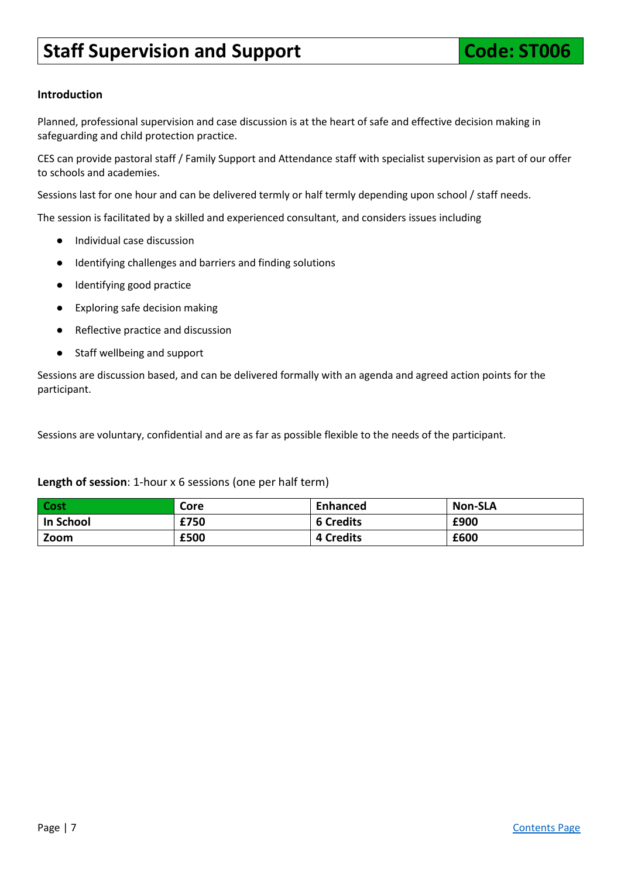# Staff Supervision and Support

**Code: ST006**

### Introduction

Planned, professional supervision and case discussion is at the heart of safe and effective decision making in safeguarding and child protection practice.

CES can provide pastoral staff / Family Support and Attendance staff with specialist supervision as part of our offer to schools and academies.

Sessions last for one hour and can be delivered termly or half termly depending upon school / staff needs.

The session is facilitated by a skilled and experienced consultant, and considers issues including

- Individual case discussion
- Identifying challenges and barriers and finding solutions
- Identifying good practice
- Exploring safe decision making
- Reflective practice and discussion
- Staff wellbeing and support

Sessions are discussion based, and can be delivered formally with an agenda and agreed action points for the participant.

Sessions are voluntary, confidential and are as far as possible flexible to the needs of the participant.

**Length of session**: 1-hour x 6 sessions (one per half term)

| Cost | Core | Enhanced | Non-SLA |
|---|---|---|---|
| **In School** | **£750** | **6 Credits** | **£900** |
| **Zoom** | **£500** | **4 Credits** | **£600** |

Contents Page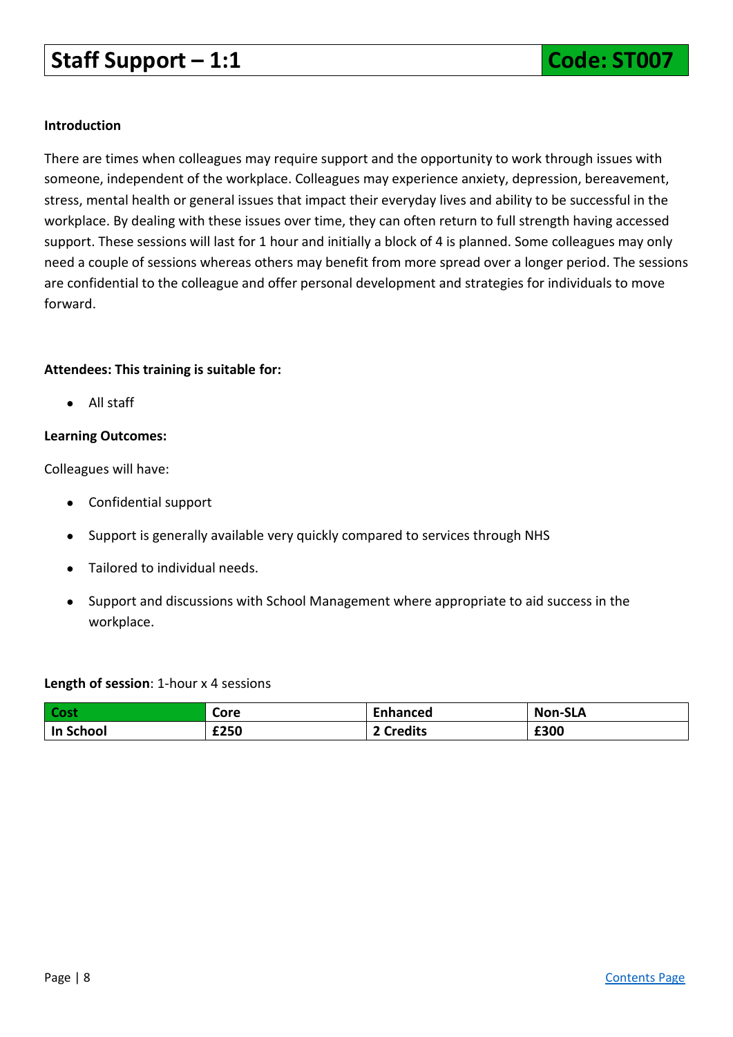# Staff Support – 1:1

**Code: ST007**

**Introduction**

There are times when colleagues may require support and the opportunity to work through issues with someone, independent of the workplace. Colleagues may experience anxiety, depression, bereavement, stress, mental health or general issues that impact their everyday lives and ability to be successful in the workplace. By dealing with these issues over time, they can often return to full strength having accessed support. These sessions will last for 1 hour and initially a block of 4 is planned. Some colleagues may only need a couple of sessions whereas others may benefit from more spread over a longer period. The sessions are confidential to the colleague and offer personal development and strategies for individuals to move forward.

**Attendees: This training is suitable for:**

- All staff

**Learning Outcomes:**

Colleagues will have:

- Confidential support
- Support is generally available very quickly compared to services through NHS
- Tailored to individual needs.
- Support and discussions with School Management where appropriate to aid success in the workplace.

**Length of session**: 1-hour x 4 sessions

| Cost | Core | Enhanced | Non-SLA |
|---|---|---|---|
| In School | £250 | 2 Credits | £300 |

Contents Page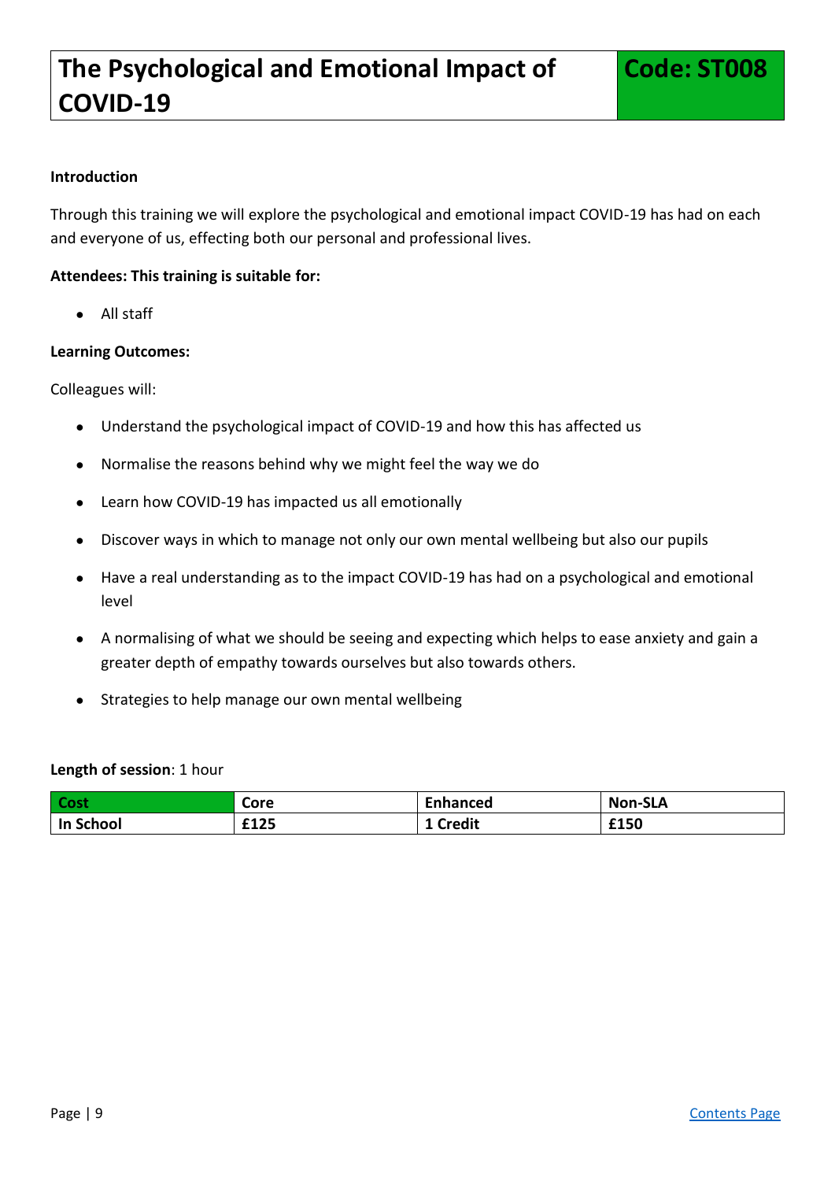# The Psychological and Emotional Impact of COVID-19

**Code: ST008**

**Introduction**

Through this training we will explore the psychological and emotional impact COVID-19 has had on each and everyone of us, effecting both our personal and professional lives.

**Attendees: This training is suitable for:**

- All staff

**Learning Outcomes:**

Colleagues will:

- Understand the psychological impact of COVID-19 and how this has affected us
- Normalise the reasons behind why we might feel the way we do
- Learn how COVID-19 has impacted us all emotionally
- Discover ways in which to manage not only our own mental wellbeing but also our pupils
- Have a real understanding as to the impact COVID-19 has had on a psychological and emotional level
- A normalising of what we should be seeing and expecting which helps to ease anxiety and gain a greater depth of empathy towards ourselves but also towards others.
- Strategies to help manage our own mental wellbeing

**Length of session**: 1 hour

| Cost | Core | Enhanced | Non-SLA |
|---|---|---|---|
| In School | £125 | 1 Credit | £150 |

Contents Page